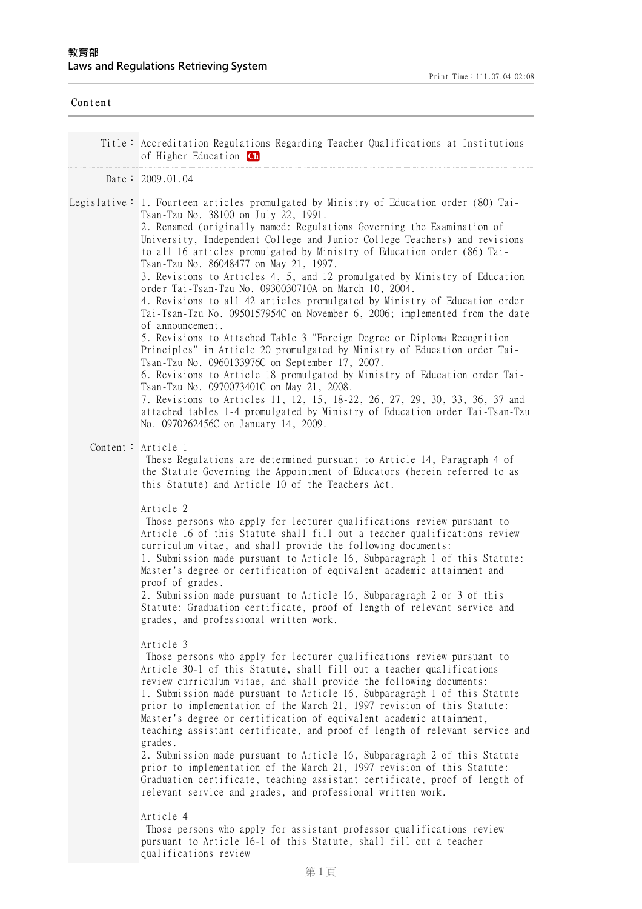**教育部**
**Laws and Regulations Retrieving System**

Print Time：111.07.04 02:08

Content

| | |
|---|---|
| Title： | Accreditation Regulations Regarding Teacher Qualifications at Institutions of Higher Education Ch |
| Date： | 2009.01.04 |
| Legislative： | 1. Fourteen articles promulgated by Ministry of Education order (80) Tai-Tsan-Tzu No. 38100 on July 22, 1991.<br>2. Renamed (originally named: Regulations Governing the Examination of University, Independent College and Junior College Teachers) and revisions to all 16 articles promulgated by Ministry of Education order (86) Tai-Tsan-Tzu No. 86048477 on May 21, 1997.<br>3. Revisions to Articles 4, 5, and 12 promulgated by Ministry of Education order Tai-Tsan-Tzu No. 0930030710A on March 10, 2004.<br>4. Revisions to all 42 articles promulgated by Ministry of Education order Tai-Tsan-Tzu No. 0950157954C on November 6, 2006; implemented from the date of announcement.<br>5. Revisions to Attached Table 3 "Foreign Degree or Diploma Recognition Principles" in Article 20 promulgated by Ministry of Education order Tai-Tsan-Tzu No. 0960133976C on September 17, 2007.<br>6. Revisions to Article 18 promulgated by Ministry of Education order Tai-Tsan-Tzu No. 0970073401C on May 21, 2008.<br>7. Revisions to Articles 11, 12, 15, 18-22, 26, 27, 29, 30, 33, 36, 37 and attached tables 1-4 promulgated by Ministry of Education order Tai-Tsan-Tzu No. 0970262456C on January 14, 2009. |

Content：

Article 1

These Regulations are determined pursuant to Article 14, Paragraph 4 of the Statute Governing the Appointment of Educators (herein referred to as this Statute) and Article 10 of the Teachers Act.

Article 2

Those persons who apply for lecturer qualifications review pursuant to Article 16 of this Statute shall fill out a teacher qualifications review curriculum vitae, and shall provide the following documents:

1. Submission made pursuant to Article 16, Subparagraph 1 of this Statute: Master's degree or certification of equivalent academic attainment and proof of grades.
2. Submission made pursuant to Article 16, Subparagraph 2 or 3 of this Statute: Graduation certificate, proof of length of relevant service and grades, and professional written work.

Article 3

Those persons who apply for lecturer qualifications review pursuant to Article 30-1 of this Statute, shall fill out a teacher qualifications review curriculum vitae, and shall provide the following documents:

1. Submission made pursuant to Article 16, Subparagraph 1 of this Statute prior to implementation of the March 21, 1997 revision of this Statute: Master's degree or certification of equivalent academic attainment, teaching assistant certificate, and proof of length of relevant service and grades.
2. Submission made pursuant to Article 16, Subparagraph 2 of this Statute prior to implementation of the March 21, 1997 revision of this Statute: Graduation certificate, teaching assistant certificate, proof of length of relevant service and grades, and professional written work.

Article 4

Those persons who apply for assistant professor qualifications review pursuant to Article 16-1 of this Statute, shall fill out a teacher qualifications review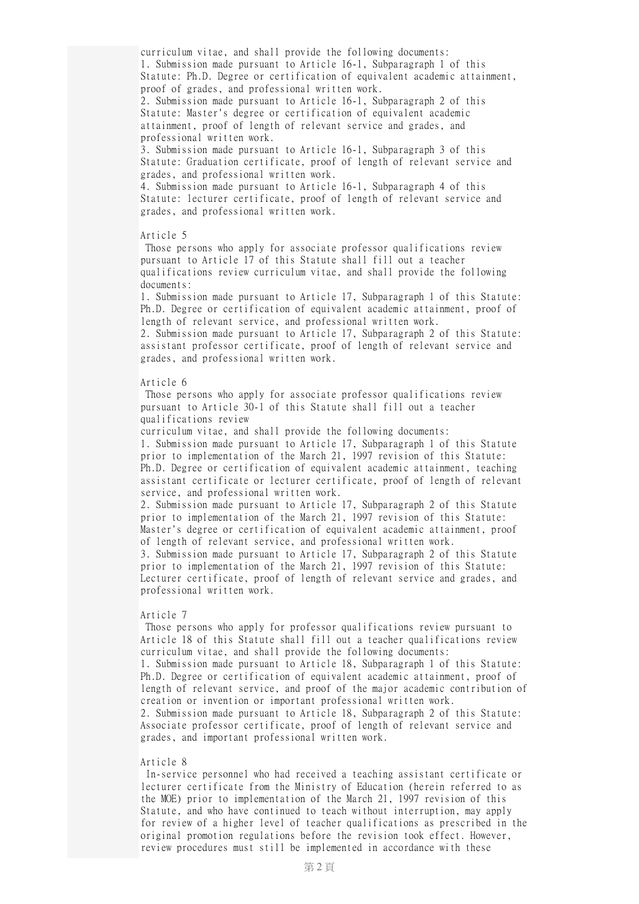curriculum vitae, and shall provide the following documents:

1. Submission made pursuant to Article 16-1, Subparagraph 1 of this Statute: Ph.D. Degree or certification of equivalent academic attainment, proof of grades, and professional written work.
2. Submission made pursuant to Article 16-1, Subparagraph 2 of this Statute: Master's degree or certification of equivalent academic attainment, proof of length of relevant service and grades, and professional written work.
3. Submission made pursuant to Article 16-1, Subparagraph 3 of this Statute: Graduation certificate, proof of length of relevant service and grades, and professional written work.
4. Submission made pursuant to Article 16-1, Subparagraph 4 of this Statute: lecturer certificate, proof of length of relevant service and grades, and professional written work.

Article 5

Those persons who apply for associate professor qualifications review pursuant to Article 17 of this Statute shall fill out a teacher qualifications review curriculum vitae, and shall provide the following documents:

1. Submission made pursuant to Article 17, Subparagraph 1 of this Statute: Ph.D. Degree or certification of equivalent academic attainment, proof of length of relevant service, and professional written work.
2. Submission made pursuant to Article 17, Subparagraph 2 of this Statute: assistant professor certificate, proof of length of relevant service and grades, and professional written work.

Article 6

Those persons who apply for associate professor qualifications review pursuant to Article 30-1 of this Statute shall fill out a teacher qualifications review curriculum vitae, and shall provide the following documents:

1. Submission made pursuant to Article 17, Subparagraph 1 of this Statute prior to implementation of the March 21, 1997 revision of this Statute: Ph.D. Degree or certification of equivalent academic attainment, teaching assistant certificate or lecturer certificate, proof of length of relevant service, and professional written work.
2. Submission made pursuant to Article 17, Subparagraph 2 of this Statute prior to implementation of the March 21, 1997 revision of this Statute: Master's degree or certification of equivalent academic attainment, proof of length of relevant service, and professional written work.
3. Submission made pursuant to Article 17, Subparagraph 2 of this Statute prior to implementation of the March 21, 1997 revision of this Statute: Lecturer certificate, proof of length of relevant service and grades, and professional written work.

Article 7

Those persons who apply for professor qualifications review pursuant to Article 18 of this Statute shall fill out a teacher qualifications review curriculum vitae, and shall provide the following documents:

1. Submission made pursuant to Article 18, Subparagraph 1 of this Statute: Ph.D. Degree or certification of equivalent academic attainment, proof of length of relevant service, and proof of the major academic contribution of creation or invention or important professional written work.
2. Submission made pursuant to Article 18, Subparagraph 2 of this Statute: Associate professor certificate, proof of length of relevant service and grades, and important professional written work.

Article 8

In-service personnel who had received a teaching assistant certificate or lecturer certificate from the Ministry of Education (herein referred to as the MOE) prior to implementation of the March 21, 1997 revision of this Statute, and who have continued to teach without interruption, may apply for review of a higher level of teacher qualifications as prescribed in the original promotion regulations before the revision took effect. However, review procedures must still be implemented in accordance with these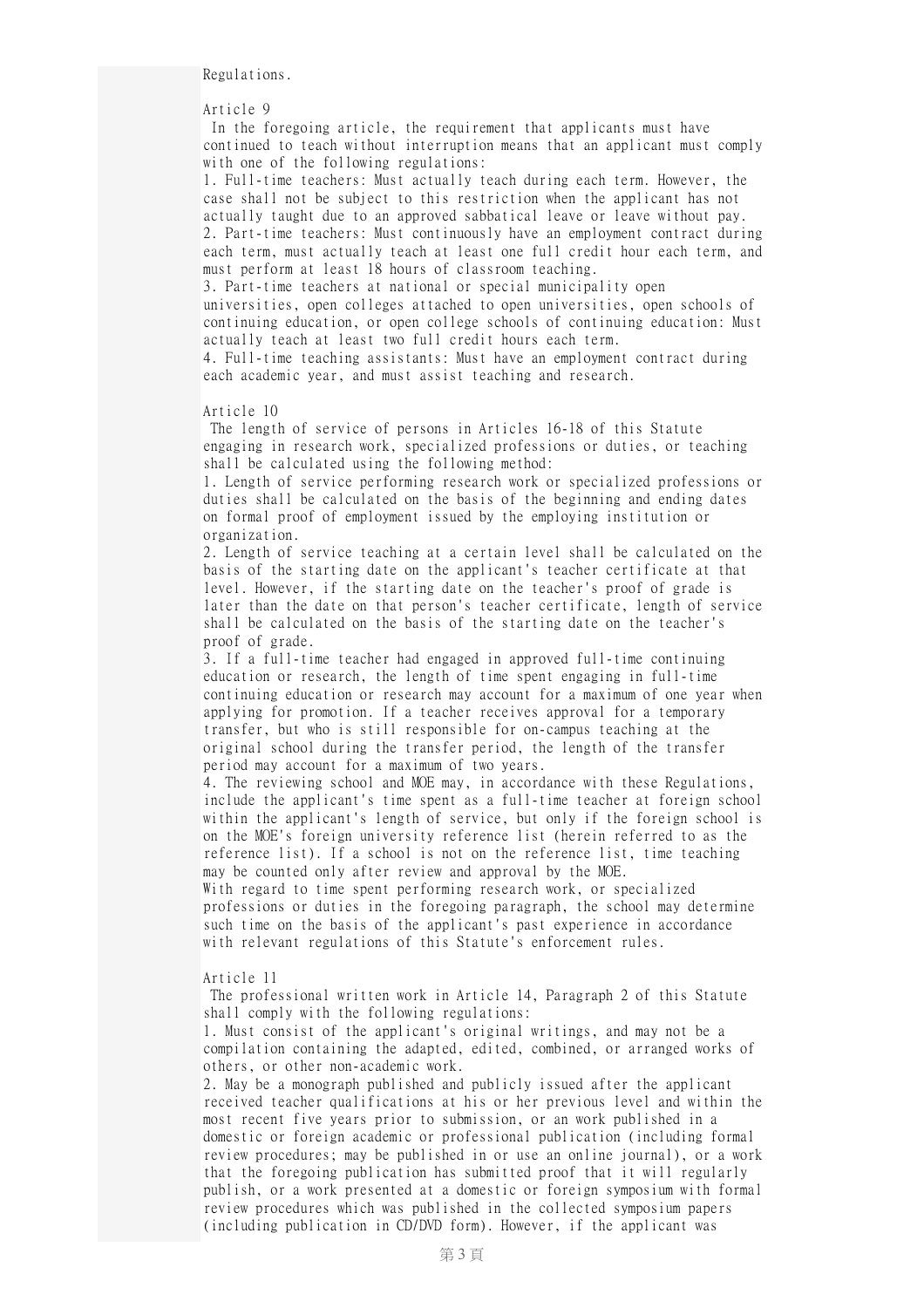Regulations.

Article 9

In the foregoing article, the requirement that applicants must have continued to teach without interruption means that an applicant must comply with one of the following regulations:

1. Full-time teachers: Must actually teach during each term. However, the case shall not be subject to this restriction when the applicant has not actually taught due to an approved sabbatical leave or leave without pay.
2. Part-time teachers: Must continuously have an employment contract during each term, must actually teach at least one full credit hour each term, and must perform at least 18 hours of classroom teaching.
3. Part-time teachers at national or special municipality open universities, open colleges attached to open universities, open schools of continuing education, or open college schools of continuing education: Must actually teach at least two full credit hours each term.
4. Full-time teaching assistants: Must have an employment contract during each academic year, and must assist teaching and research.

Article 10

The length of service of persons in Articles 16-18 of this Statute engaging in research work, specialized professions or duties, or teaching shall be calculated using the following method:

1. Length of service performing research work or specialized professions or duties shall be calculated on the basis of the beginning and ending dates on formal proof of employment issued by the employing institution or organization.
2. Length of service teaching at a certain level shall be calculated on the basis of the starting date on the applicant's teacher certificate at that level. However, if the starting date on the teacher's proof of grade is later than the date on that person's teacher certificate, length of service shall be calculated on the basis of the starting date on the teacher's proof of grade.
3. If a full-time teacher had engaged in approved full-time continuing education or research, the length of time spent engaging in full-time continuing education or research may account for a maximum of one year when applying for promotion. If a teacher receives approval for a temporary transfer, but who is still responsible for on-campus teaching at the original school during the transfer period, the length of the transfer period may account for a maximum of two years.
4. The reviewing school and MOE may, in accordance with these Regulations, include the applicant's time spent as a full-time teacher at foreign school within the applicant's length of service, but only if the foreign school is on the MOE's foreign university reference list (herein referred to as the reference list). If a school is not on the reference list, time teaching may be counted only after review and approval by the MOE.

With regard to time spent performing research work, or specialized professions or duties in the foregoing paragraph, the school may determine such time on the basis of the applicant's past experience in accordance with relevant regulations of this Statute's enforcement rules.

Article 11

The professional written work in Article 14, Paragraph 2 of this Statute shall comply with the following regulations:

1. Must consist of the applicant's original writings, and may not be a compilation containing the adapted, edited, combined, or arranged works of others, or other non-academic work.
2. May be a monograph published and publicly issued after the applicant received teacher qualifications at his or her previous level and within the most recent five years prior to submission, or an work published in a domestic or foreign academic or professional publication (including formal review procedures; may be published in or use an online journal), or a work that the foregoing publication has submitted proof that it will regularly publish, or a work presented at a domestic or foreign symposium with formal review procedures which was published in the collected symposium papers (including publication in CD/DVD form). However, if the applicant was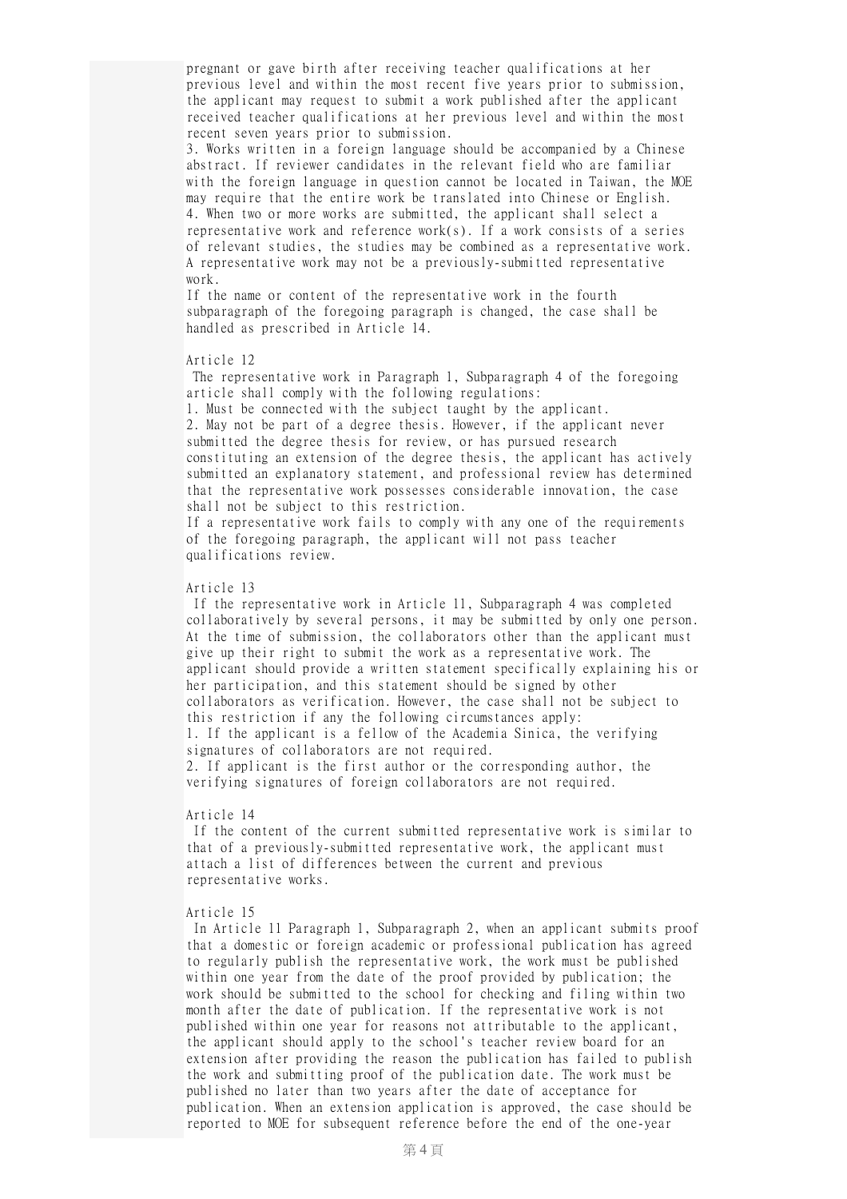pregnant or gave birth after receiving teacher qualifications at her previous level and within the most recent five years prior to submission, the applicant may request to submit a work published after the applicant received teacher qualifications at her previous level and within the most recent seven years prior to submission.

3. Works written in a foreign language should be accompanied by a Chinese abstract. If reviewer candidates in the relevant field who are familiar with the foreign language in question cannot be located in Taiwan, the MOE may require that the entire work be translated into Chinese or English.

4. When two or more works are submitted, the applicant shall select a representative work and reference work(s). If a work consists of a series of relevant studies, the studies may be combined as a representative work. A representative work may not be a previously-submitted representative work.

If the name or content of the representative work in the fourth subparagraph of the foregoing paragraph is changed, the case shall be handled as prescribed in Article 14.

Article 12

The representative work in Paragraph 1, Subparagraph 4 of the foregoing article shall comply with the following regulations:

1. Must be connected with the subject taught by the applicant.

2. May not be part of a degree thesis. However, if the applicant never submitted the degree thesis for review, or has pursued research constituting an extension of the degree thesis, the applicant has actively submitted an explanatory statement, and professional review has determined that the representative work possesses considerable innovation, the case shall not be subject to this restriction.

If a representative work fails to comply with any one of the requirements of the foregoing paragraph, the applicant will not pass teacher qualifications review.

Article 13

If the representative work in Article 11, Subparagraph 4 was completed collaboratively by several persons, it may be submitted by only one person. At the time of submission, the collaborators other than the applicant must give up their right to submit the work as a representative work. The applicant should provide a written statement specifically explaining his or her participation, and this statement should be signed by other collaborators as verification. However, the case shall not be subject to this restriction if any the following circumstances apply:

1. If the applicant is a fellow of the Academia Sinica, the verifying signatures of collaborators are not required.

2. If applicant is the first author or the corresponding author, the verifying signatures of foreign collaborators are not required.

Article 14

If the content of the current submitted representative work is similar to that of a previously-submitted representative work, the applicant must attach a list of differences between the current and previous representative works.

Article 15

In Article 11 Paragraph 1, Subparagraph 2, when an applicant submits proof that a domestic or foreign academic or professional publication has agreed to regularly publish the representative work, the work must be published within one year from the date of the proof provided by publication; the work should be submitted to the school for checking and filing within two month after the date of publication. If the representative work is not published within one year for reasons not attributable to the applicant, the applicant should apply to the school's teacher review board for an extension after providing the reason the publication has failed to publish the work and submitting proof of the publication date. The work must be published no later than two years after the date of acceptance for publication. When an extension application is approved, the case should be reported to MOE for subsequent reference before the end of the one-year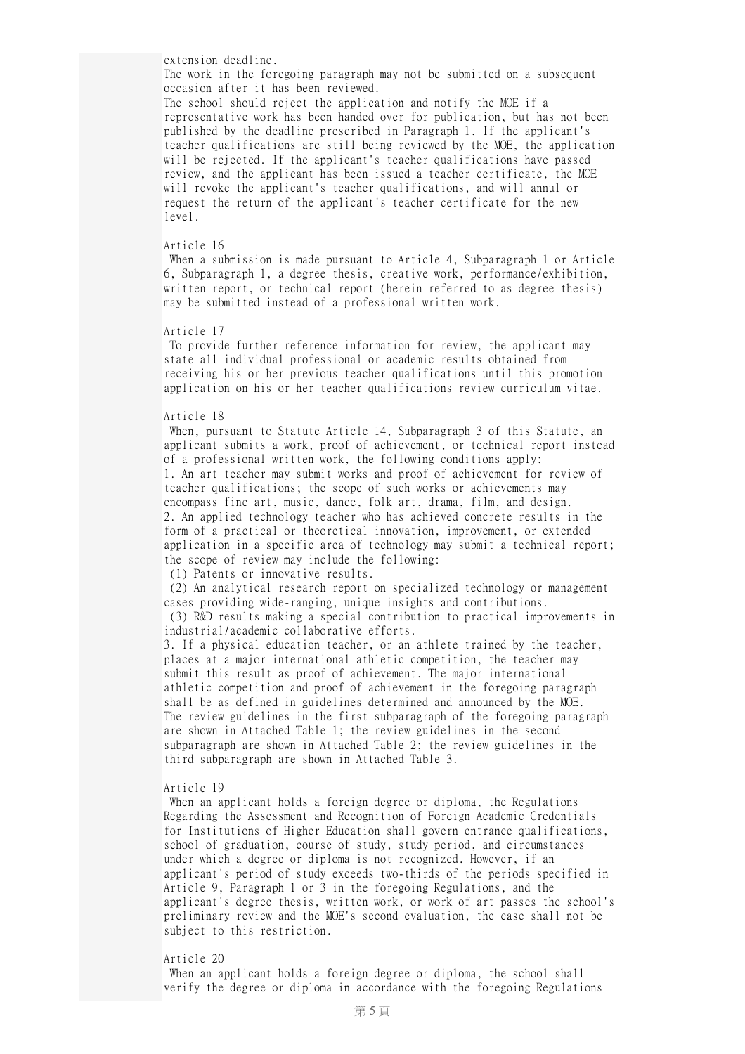extension deadline.

The work in the foregoing paragraph may not be submitted on a subsequent occasion after it has been reviewed.

The school should reject the application and notify the MOE if a representative work has been handed over for publication, but has not been published by the deadline prescribed in Paragraph 1. If the applicant's teacher qualifications are still being reviewed by the MOE, the application will be rejected. If the applicant's teacher qualifications have passed review, and the applicant has been issued a teacher certificate, the MOE will revoke the applicant's teacher qualifications, and will annul or request the return of the applicant's teacher certificate for the new level.

Article 16

When a submission is made pursuant to Article 4, Subparagraph 1 or Article 6, Subparagraph 1, a degree thesis, creative work, performance/exhibition, written report, or technical report (herein referred to as degree thesis) may be submitted instead of a professional written work.

Article 17

To provide further reference information for review, the applicant may state all individual professional or academic results obtained from receiving his or her previous teacher qualifications until this promotion application on his or her teacher qualifications review curriculum vitae.

Article 18

When, pursuant to Statute Article 14, Subparagraph 3 of this Statute, an applicant submits a work, proof of achievement, or technical report instead of a professional written work, the following conditions apply:

1. An art teacher may submit works and proof of achievement for review of teacher qualifications; the scope of such works or achievements may encompass fine art, music, dance, folk art, drama, film, and design.
2. An applied technology teacher who has achieved concrete results in the form of a practical or theoretical innovation, improvement, or extended application in a specific area of technology may submit a technical report; the scope of review may include the following:
   (1) Patents or innovative results.
   (2) An analytical research report on specialized technology or management cases providing wide-ranging, unique insights and contributions.
   (3) R&D results making a special contribution to practical improvements in industrial/academic collaborative efforts.
3. If a physical education teacher, or an athlete trained by the teacher, places at a major international athletic competition, the teacher may submit this result as proof of achievement. The major international athletic competition and proof of achievement in the foregoing paragraph shall be as defined in guidelines determined and announced by the MOE.

The review guidelines in the first subparagraph of the foregoing paragraph are shown in Attached Table 1; the review guidelines in the second subparagraph are shown in Attached Table 2; the review guidelines in the third subparagraph are shown in Attached Table 3.

Article 19

When an applicant holds a foreign degree or diploma, the Regulations Regarding the Assessment and Recognition of Foreign Academic Credentials for Institutions of Higher Education shall govern entrance qualifications, school of graduation, course of study, study period, and circumstances under which a degree or diploma is not recognized. However, if an applicant's period of study exceeds two-thirds of the periods specified in Article 9, Paragraph 1 or 3 in the foregoing Regulations, and the applicant's degree thesis, written work, or work of art passes the school's preliminary review and the MOE's second evaluation, the case shall not be subject to this restriction.

Article 20

When an applicant holds a foreign degree or diploma, the school shall verify the degree or diploma in accordance with the foregoing Regulations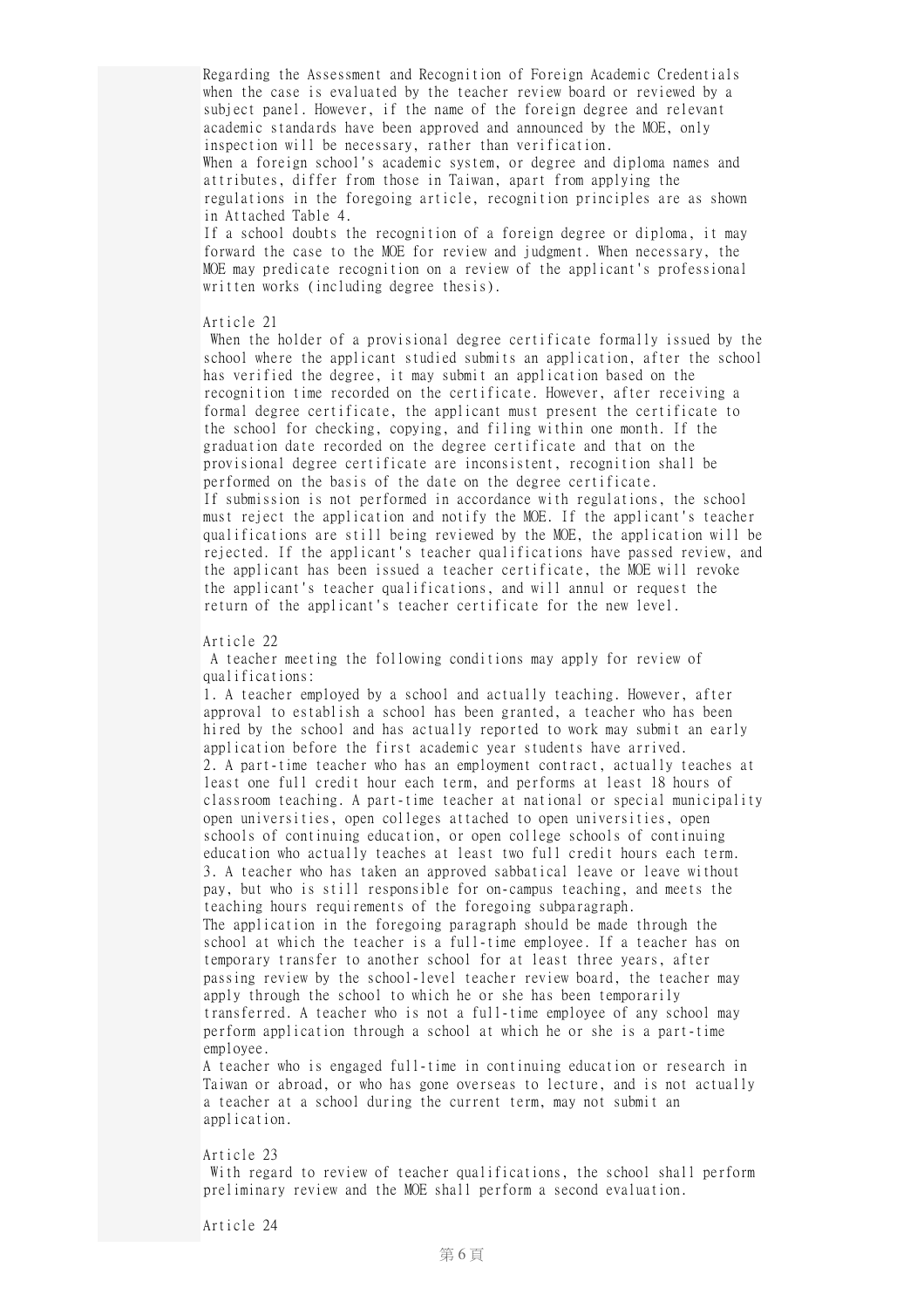Regarding the Assessment and Recognition of Foreign Academic Credentials when the case is evaluated by the teacher review board or reviewed by a subject panel. However, if the name of the foreign degree and relevant academic standards have been approved and announced by the MOE, only inspection will be necessary, rather than verification.

When a foreign school's academic system, or degree and diploma names and attributes, differ from those in Taiwan, apart from applying the regulations in the foregoing article, recognition principles are as shown in Attached Table 4.

If a school doubts the recognition of a foreign degree or diploma, it may forward the case to the MOE for review and judgment. When necessary, the MOE may predicate recognition on a review of the applicant's professional written works (including degree thesis).

Article 21

When the holder of a provisional degree certificate formally issued by the school where the applicant studied submits an application, after the school has verified the degree, it may submit an application based on the recognition time recorded on the certificate. However, after receiving a formal degree certificate, the applicant must present the certificate to the school for checking, copying, and filing within one month. If the graduation date recorded on the degree certificate and that on the provisional degree certificate are inconsistent, recognition shall be performed on the basis of the date on the degree certificate.

If submission is not performed in accordance with regulations, the school must reject the application and notify the MOE. If the applicant's teacher qualifications are still being reviewed by the MOE, the application will be rejected. If the applicant's teacher qualifications have passed review, and the applicant has been issued a teacher certificate, the MOE will revoke the applicant's teacher qualifications, and will annul or request the return of the applicant's teacher certificate for the new level.

Article 22

A teacher meeting the following conditions may apply for review of qualifications:

1. A teacher employed by a school and actually teaching. However, after approval to establish a school has been granted, a teacher who has been hired by the school and has actually reported to work may submit an early application before the first academic year students have arrived.
2. A part-time teacher who has an employment contract, actually teaches at least one full credit hour each term, and performs at least 18 hours of classroom teaching. A part-time teacher at national or special municipality open universities, open colleges attached to open universities, open schools of continuing education, or open college schools of continuing education who actually teaches at least two full credit hours each term.
3. A teacher who has taken an approved sabbatical leave or leave without pay, but who is still responsible for on-campus teaching, and meets the teaching hours requirements of the foregoing subparagraph.

The application in the foregoing paragraph should be made through the school at which the teacher is a full-time employee. If a teacher has on temporary transfer to another school for at least three years, after passing review by the school-level teacher review board, the teacher may apply through the school to which he or she has been temporarily transferred. A teacher who is not a full-time employee of any school may perform application through a school at which he or she is a part-time employee.

A teacher who is engaged full-time in continuing education or research in Taiwan or abroad, or who has gone overseas to lecture, and is not actually a teacher at a school during the current term, may not submit an application.

Article 23

With regard to review of teacher qualifications, the school shall perform preliminary review and the MOE shall perform a second evaluation.

Article 24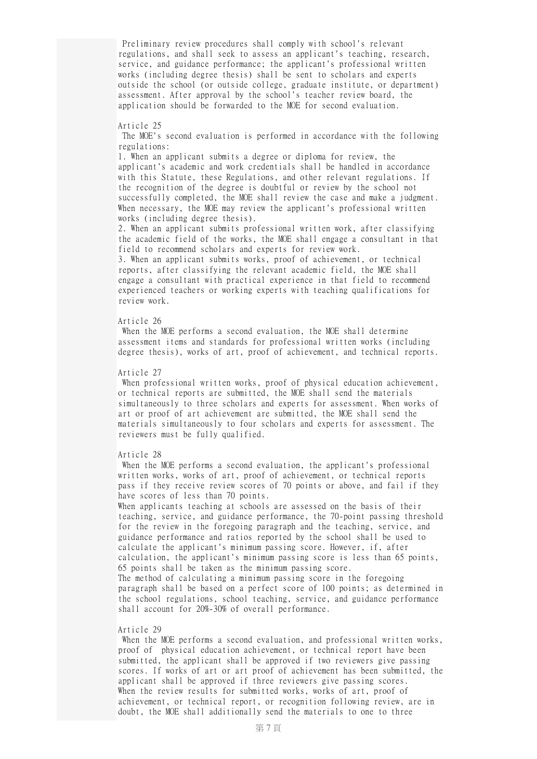Preliminary review procedures shall comply with school's relevant regulations, and shall seek to assess an applicant's teaching, research, service, and guidance performance; the applicant's professional written works (including degree thesis) shall be sent to scholars and experts outside the school (or outside college, graduate institute, or department) assessment. After approval by the school's teacher review board, the application should be forwarded to the MOE for second evaluation.

Article 25

The MOE's second evaluation is performed in accordance with the following regulations:

1. When an applicant submits a degree or diploma for review, the applicant's academic and work credentials shall be handled in accordance with this Statute, these Regulations, and other relevant regulations. If the recognition of the degree is doubtful or review by the school not successfully completed, the MOE shall review the case and make a judgment. When necessary, the MOE may review the applicant's professional written works (including degree thesis).
2. When an applicant submits professional written work, after classifying the academic field of the works, the MOE shall engage a consultant in that field to recommend scholars and experts for review work.
3. When an applicant submits works, proof of achievement, or technical reports, after classifying the relevant academic field, the MOE shall engage a consultant with practical experience in that field to recommend experienced teachers or working experts with teaching qualifications for review work.

Article 26

When the MOE performs a second evaluation, the MOE shall determine assessment items and standards for professional written works (including degree thesis), works of art, proof of achievement, and technical reports.

Article 27

When professional written works, proof of physical education achievement, or technical reports are submitted, the MOE shall send the materials simultaneously to three scholars and experts for assessment. When works of art or proof of art achievement are submitted, the MOE shall send the materials simultaneously to four scholars and experts for assessment. The reviewers must be fully qualified.

Article 28

When the MOE performs a second evaluation, the applicant's professional written works, works of art, proof of achievement, or technical reports pass if they receive review scores of 70 points or above, and fail if they have scores of less than 70 points.

When applicants teaching at schools are assessed on the basis of their teaching, service, and guidance performance, the 70-point passing threshold for the review in the foregoing paragraph and the teaching, service, and guidance performance and ratios reported by the school shall be used to calculate the applicant's minimum passing score. However, if, after calculation, the applicant's minimum passing score is less than 65 points, 65 points shall be taken as the minimum passing score.

The method of calculating a minimum passing score in the foregoing paragraph shall be based on a perfect score of 100 points; as determined in the school regulations, school teaching, service, and guidance performance shall account for 20%-30% of overall performance.

Article 29

When the MOE performs a second evaluation, and professional written works, proof of physical education achievement, or technical report have been submitted, the applicant shall be approved if two reviewers give passing scores. If works of art or art proof of achievement has been submitted, the applicant shall be approved if three reviewers give passing scores.

When the review results for submitted works, works of art, proof of achievement, or technical report, or recognition following review, are in doubt, the MOE shall additionally send the materials to one to three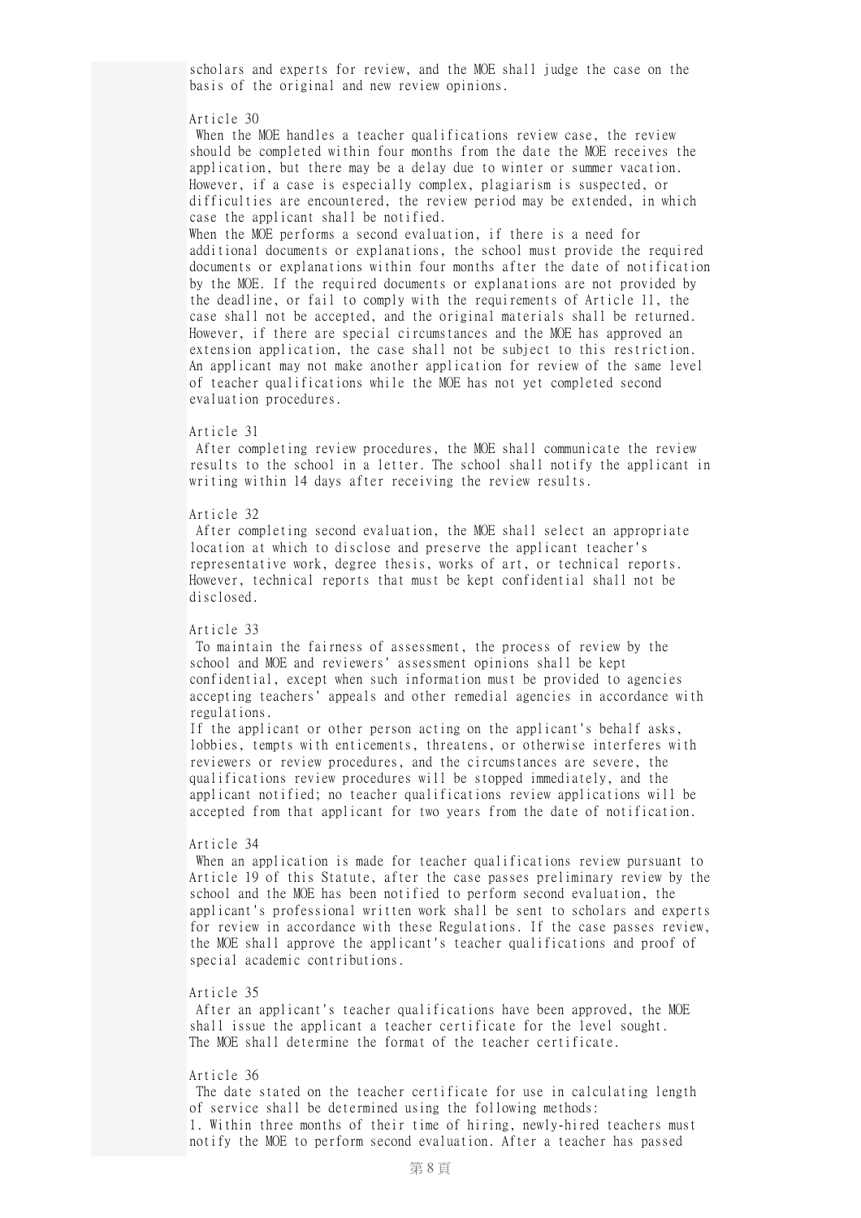scholars and experts for review, and the MOE shall judge the case on the basis of the original and new review opinions.

Article 30

When the MOE handles a teacher qualifications review case, the review should be completed within four months from the date the MOE receives the application, but there may be a delay due to winter or summer vacation. However, if a case is especially complex, plagiarism is suspected, or difficulties are encountered, the review period may be extended, in which case the applicant shall be notified.

When the MOE performs a second evaluation, if there is a need for additional documents or explanations, the school must provide the required documents or explanations within four months after the date of notification by the MOE. If the required documents or explanations are not provided by the deadline, or fail to comply with the requirements of Article 11, the case shall not be accepted, and the original materials shall be returned. However, if there are special circumstances and the MOE has approved an extension application, the case shall not be subject to this restriction. An applicant may not make another application for review of the same level of teacher qualifications while the MOE has not yet completed second evaluation procedures.

Article 31

After completing review procedures, the MOE shall communicate the review results to the school in a letter. The school shall notify the applicant in writing within 14 days after receiving the review results.

Article 32

After completing second evaluation, the MOE shall select an appropriate location at which to disclose and preserve the applicant teacher's representative work, degree thesis, works of art, or technical reports. However, technical reports that must be kept confidential shall not be disclosed.

Article 33

To maintain the fairness of assessment, the process of review by the school and MOE and reviewers' assessment opinions shall be kept confidential, except when such information must be provided to agencies accepting teachers' appeals and other remedial agencies in accordance with regulations.

If the applicant or other person acting on the applicant's behalf asks, lobbies, tempts with enticements, threatens, or otherwise interferes with reviewers or review procedures, and the circumstances are severe, the qualifications review procedures will be stopped immediately, and the applicant notified; no teacher qualifications review applications will be accepted from that applicant for two years from the date of notification.

Article 34

When an application is made for teacher qualifications review pursuant to Article 19 of this Statute, after the case passes preliminary review by the school and the MOE has been notified to perform second evaluation, the applicant's professional written work shall be sent to scholars and experts for review in accordance with these Regulations. If the case passes review, the MOE shall approve the applicant's teacher qualifications and proof of special academic contributions.

Article 35

After an applicant's teacher qualifications have been approved, the MOE shall issue the applicant a teacher certificate for the level sought.
The MOE shall determine the format of the teacher certificate.

Article 36

The date stated on the teacher certificate for use in calculating length of service shall be determined using the following methods:

1. Within three months of their time of hiring, newly-hired teachers must notify the MOE to perform second evaluation. After a teacher has passed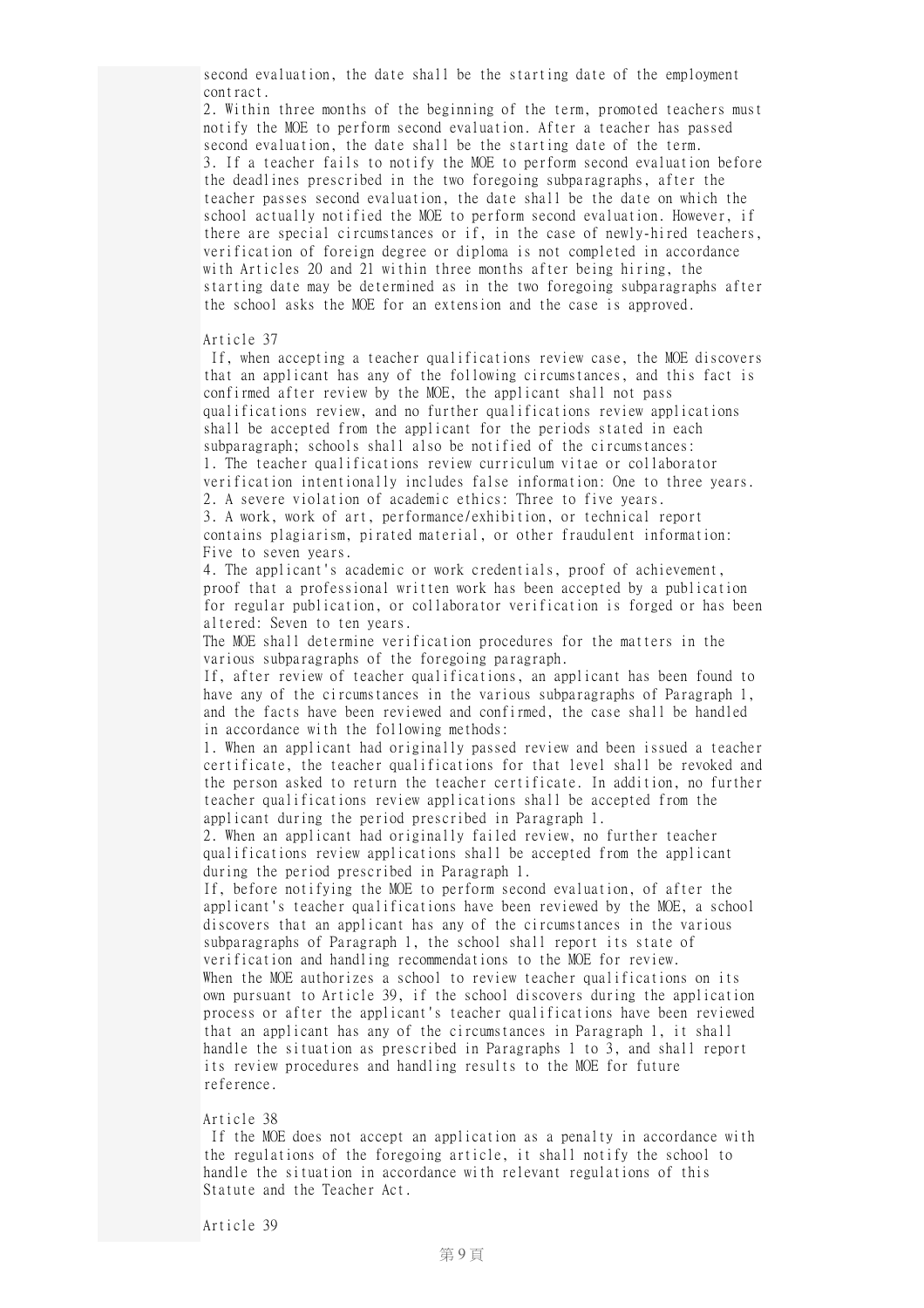second evaluation, the date shall be the starting date of the employment contract.

2. Within three months of the beginning of the term, promoted teachers must notify the MOE to perform second evaluation. After a teacher has passed second evaluation, the date shall be the starting date of the term.

3. If a teacher fails to notify the MOE to perform second evaluation before the deadlines prescribed in the two foregoing subparagraphs, after the teacher passes second evaluation, the date shall be the date on which the school actually notified the MOE to perform second evaluation. However, if there are special circumstances or if, in the case of newly-hired teachers, verification of foreign degree or diploma is not completed in accordance with Articles 20 and 21 within three months after being hiring, the starting date may be determined as in the two foregoing subparagraphs after the school asks the MOE for an extension and the case is approved.

Article 37

If, when accepting a teacher qualifications review case, the MOE discovers that an applicant has any of the following circumstances, and this fact is confirmed after review by the MOE, the applicant shall not pass qualifications review, and no further qualifications review applications shall be accepted from the applicant for the periods stated in each subparagraph; schools shall also be notified of the circumstances:

1. The teacher qualifications review curriculum vitae or collaborator verification intentionally includes false information: One to three years.

2. A severe violation of academic ethics: Three to five years.

3. A work, work of art, performance/exhibition, or technical report contains plagiarism, pirated material, or other fraudulent information: Five to seven years.

4. The applicant's academic or work credentials, proof of achievement, proof that a professional written work has been accepted by a publication for regular publication, or collaborator verification is forged or has been altered: Seven to ten years.

The MOE shall determine verification procedures for the matters in the various subparagraphs of the foregoing paragraph.

If, after review of teacher qualifications, an applicant has been found to have any of the circumstances in the various subparagraphs of Paragraph 1, and the facts have been reviewed and confirmed, the case shall be handled in accordance with the following methods:

1. When an applicant had originally passed review and been issued a teacher certificate, the teacher qualifications for that level shall be revoked and the person asked to return the teacher certificate. In addition, no further teacher qualifications review applications shall be accepted from the applicant during the period prescribed in Paragraph 1.

2. When an applicant had originally failed review, no further teacher qualifications review applications shall be accepted from the applicant during the period prescribed in Paragraph 1.

If, before notifying the MOE to perform second evaluation, of after the applicant's teacher qualifications have been reviewed by the MOE, a school discovers that an applicant has any of the circumstances in the various subparagraphs of Paragraph 1, the school shall report its state of verification and handling recommendations to the MOE for review.

When the MOE authorizes a school to review teacher qualifications on its own pursuant to Article 39, if the school discovers during the application process or after the applicant's teacher qualifications have been reviewed that an applicant has any of the circumstances in Paragraph 1, it shall handle the situation as prescribed in Paragraphs 1 to 3, and shall report its review procedures and handling results to the MOE for future reference.

Article 38

If the MOE does not accept an application as a penalty in accordance with the regulations of the foregoing article, it shall notify the school to handle the situation in accordance with relevant regulations of this Statute and the Teacher Act.

Article 39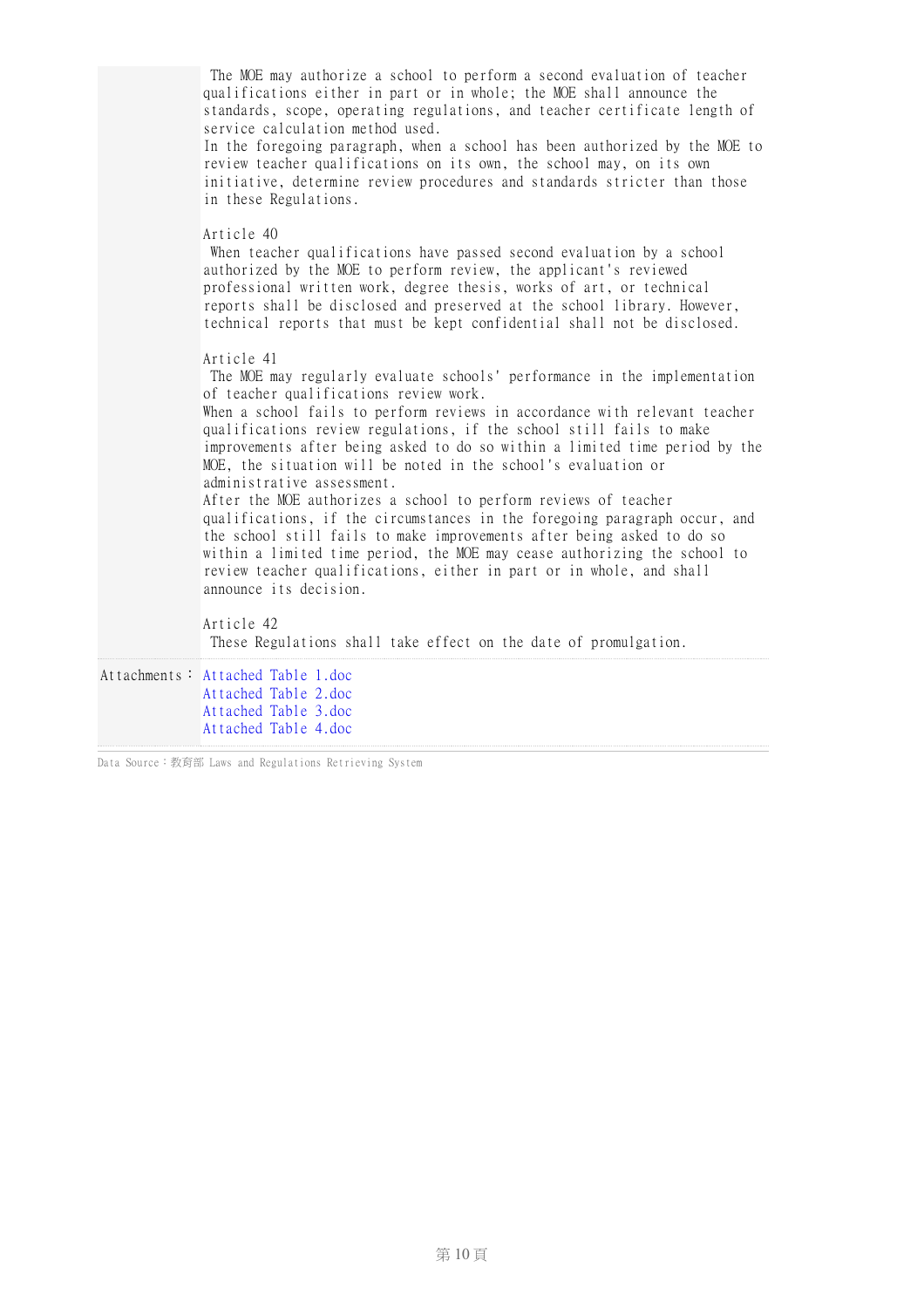The MOE may authorize a school to perform a second evaluation of teacher qualifications either in part or in whole; the MOE shall announce the standards, scope, operating regulations, and teacher certificate length of service calculation method used.
In the foregoing paragraph, when a school has been authorized by the MOE to review teacher qualifications on its own, the school may, on its own initiative, determine review procedures and standards stricter than those in these Regulations.

Article 40
When teacher qualifications have passed second evaluation by a school authorized by the MOE to perform review, the applicant's reviewed professional written work, degree thesis, works of art, or technical reports shall be disclosed and preserved at the school library. However, technical reports that must be kept confidential shall not be disclosed.

Article 41
The MOE may regularly evaluate schools' performance in the implementation of teacher qualifications review work.
When a school fails to perform reviews in accordance with relevant teacher qualifications review regulations, if the school still fails to make improvements after being asked to do so within a limited time period by the MOE, the situation will be noted in the school's evaluation or administrative assessment.
After the MOE authorizes a school to perform reviews of teacher qualifications, if the circumstances in the foregoing paragraph occur, and the school still fails to make improvements after being asked to do so within a limited time period, the MOE may cease authorizing the school to review teacher qualifications, either in part or in whole, and shall announce its decision.

Article 42
These Regulations shall take effect on the date of promulgation.

Attachments：
Attached Table 1.doc
Attached Table 2.doc
Attached Table 3.doc
Attached Table 4.doc

Data Source：教育部 Laws and Regulations Retrieving System